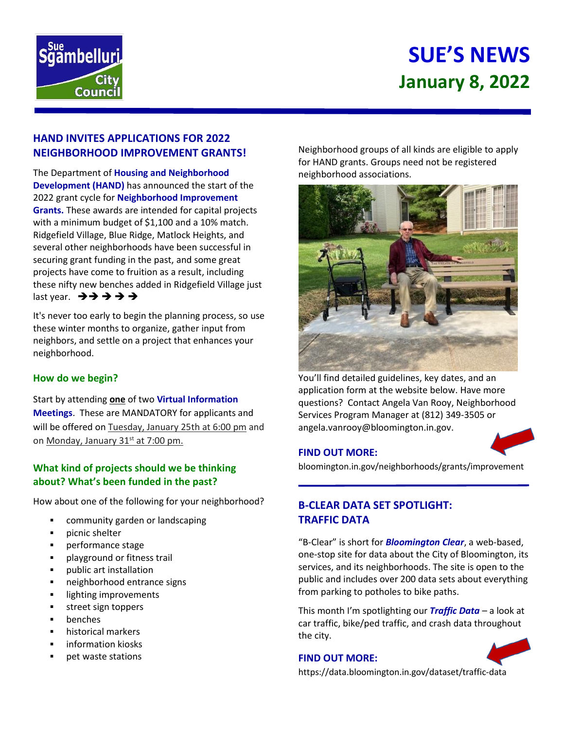# SUE'S NEWS
## January 8, 2022

### HAND INVITES APPLICATIONS FOR 2022 NEIGHBORHOOD IMPROVEMENT GRANTS!

The Department of **Housing and Neighborhood Development (HAND)** has announced the start of the 2022 grant cycle for **Neighborhood Improvement Grants.** These awards are intended for capital projects with a minimum budget of $1,100 and a 10% match. Ridgefield Village, Blue Ridge, Matlock Heights, and several other neighborhoods have been successful in securing grant funding in the past, and some great projects have come to fruition as a result, including these nifty new benches added in Ridgefield Village just last year. ➔➔➔➔➔

It's never too early to begin the planning process, so use these winter months to organize, gather input from neighbors, and settle on a project that enhances your neighborhood.

#### How do we begin?

Start by attending **one** of two **Virtual Information Meetings**. These are MANDATORY for applicants and will be offered on Tuesday, January 25th at 6:00 pm and on Monday, January 31st at 7:00 pm.

#### What kind of projects should we be thinking about? What's been funded in the past?

How about one of the following for your neighborhood?

- community garden or landscaping
- picnic shelter
- performance stage
- playground or fitness trail
- public art installation
- neighborhood entrance signs
- lighting improvements
- street sign toppers
- benches
- historical markers
- information kiosks
- pet waste stations

Neighborhood groups of all kinds are eligible to apply for HAND grants. Groups need not be registered neighborhood associations.

You'll find detailed guidelines, key dates, and an application form at the website below. Have more questions? Contact Angela Van Rooy, Neighborhood Services Program Manager at (812) 349-3505 or angela.vanrooy@bloomington.in.gov.

**FIND OUT MORE:**

bloomington.in.gov/neighborhoods/grants/improvement

### B-CLEAR DATA SET SPOTLIGHT: TRAFFIC DATA

"B-Clear" is short for ***Bloomington Clear***, a web-based, one-stop site for data about the City of Bloomington, its services, and its neighborhoods. The site is open to the public and includes over 200 data sets about everything from parking to potholes to bike paths.

This month I'm spotlighting our ***Traffic Data*** – a look at car traffic, bike/ped traffic, and crash data throughout the city.

**FIND OUT MORE:**

https://data.bloomington.in.gov/dataset/traffic-data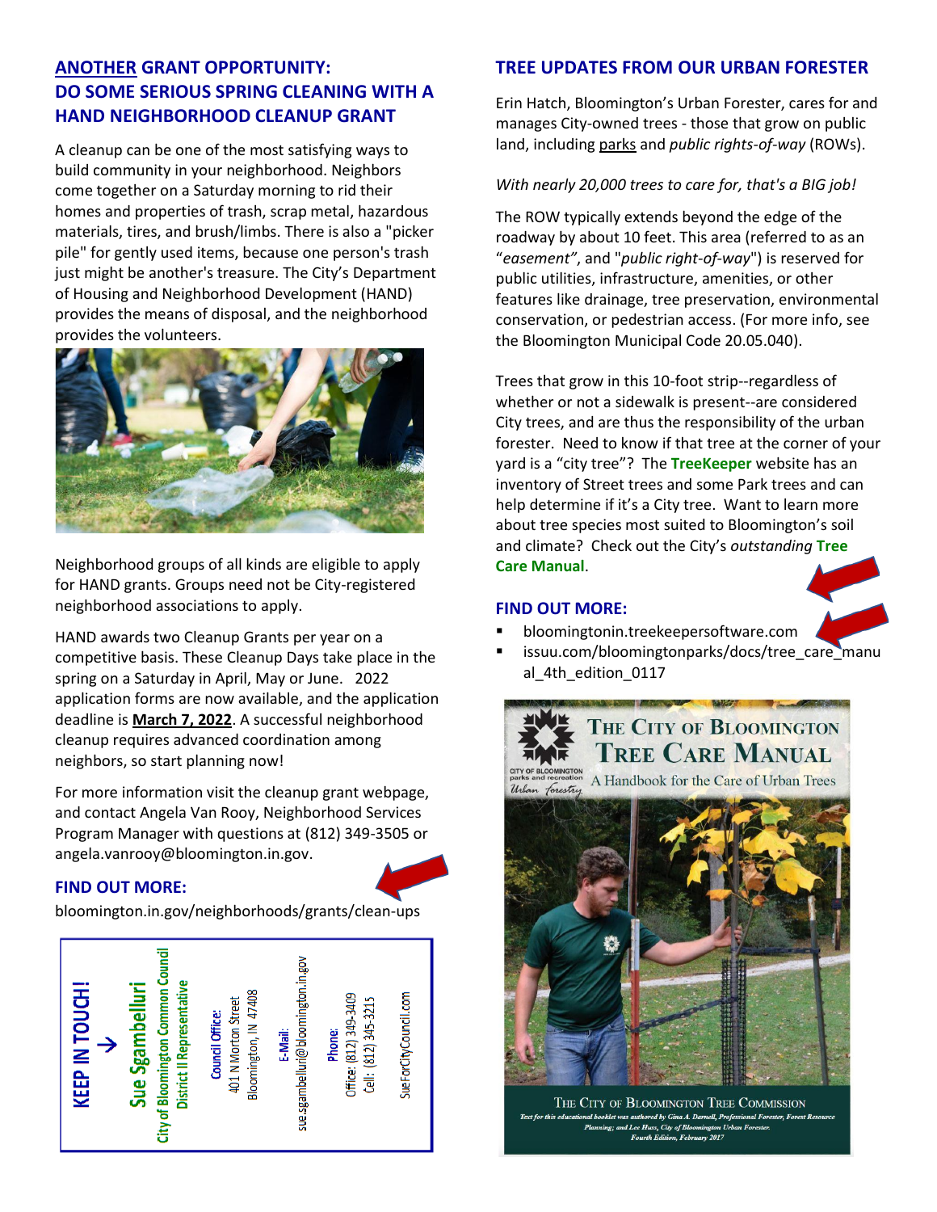## ANOTHER GRANT OPPORTUNITY: DO SOME SERIOUS SPRING CLEANING WITH A HAND NEIGHBORHOOD CLEANUP GRANT

A cleanup can be one of the most satisfying ways to build community in your neighborhood. Neighbors come together on a Saturday morning to rid their homes and properties of trash, scrap metal, hazardous materials, tires, and brush/limbs. There is also a "picker pile" for gently used items, because one person's trash just might be another's treasure. The City's Department of Housing and Neighborhood Development (HAND) provides the means of disposal, and the neighborhood provides the volunteers.

Neighborhood groups of all kinds are eligible to apply for HAND grants. Groups need not be City-registered neighborhood associations to apply.

HAND awards two Cleanup Grants per year on a competitive basis. These Cleanup Days take place in the spring on a Saturday in April, May or June. 2022 application forms are now available, and the application deadline is **March 7, 2022**. A successful neighborhood cleanup requires advanced coordination among neighbors, so start planning now!

For more information visit the cleanup grant webpage, and contact Angela Van Rooy, Neighborhood Services Program Manager with questions at (812) 349-3505 or angela.vanrooy@bloomington.in.gov.

### FIND OUT MORE:

bloomington.in.gov/neighborhoods/grants/clean-ups

**KEEP IN TOUCH!** →
**Sue Sgambelluri**
City of Bloomington Common Council
District II Representative

Council Office:
401 N Morton Street
Bloomington, IN 47408

E-Mail:
sue.sgambelluri@bloomington.in.gov

Phone:
Office: (812) 349-3409
Cell: (812) 345-3215

SueForCityCouncil.com

## TREE UPDATES FROM OUR URBAN FORESTER

Erin Hatch, Bloomington's Urban Forester, cares for and manages City-owned trees - those that grow on public land, including parks and *public rights-of-way* (ROWs).

*With nearly 20,000 trees to care for, that's a BIG job!*

The ROW typically extends beyond the edge of the roadway by about 10 feet. This area (referred to as an "*easement*", and "*public right-of-way*") is reserved for public utilities, infrastructure, amenities, or other features like drainage, tree preservation, environmental conservation, or pedestrian access. (For more info, see the Bloomington Municipal Code 20.05.040).

Trees that grow in this 10-foot strip--regardless of whether or not a sidewalk is present--are considered City trees, and are thus the responsibility of the urban forester. Need to know if that tree at the corner of your yard is a "city tree"? The **TreeKeeper** website has an inventory of Street trees and some Park trees and can help determine if it's a City tree. Want to learn more about tree species most suited to Bloomington's soil and climate? Check out the City's *outstanding* **Tree Care Manual**.

### FIND OUT MORE:

- bloomingtonin.treekeepersoftware.com
- issuu.com/bloomingtonparks/docs/tree_care_manual_4th_edition_0117

THE CITY OF BLOOMINGTON TREE CARE MANUAL
A Handbook for the Care of Urban Trees
CITY OF BLOOMINGTON parks and recreation Urban Forestry

THE CITY OF BLOOMINGTON TREE COMMISSION
*Text for this educational booklet was authored by Gina A. Darnell, Professional Forester, Forest Resource Planning; and Lee Huss, City of Bloomington Urban Forester.*
*Fourth Edition, February 2017*